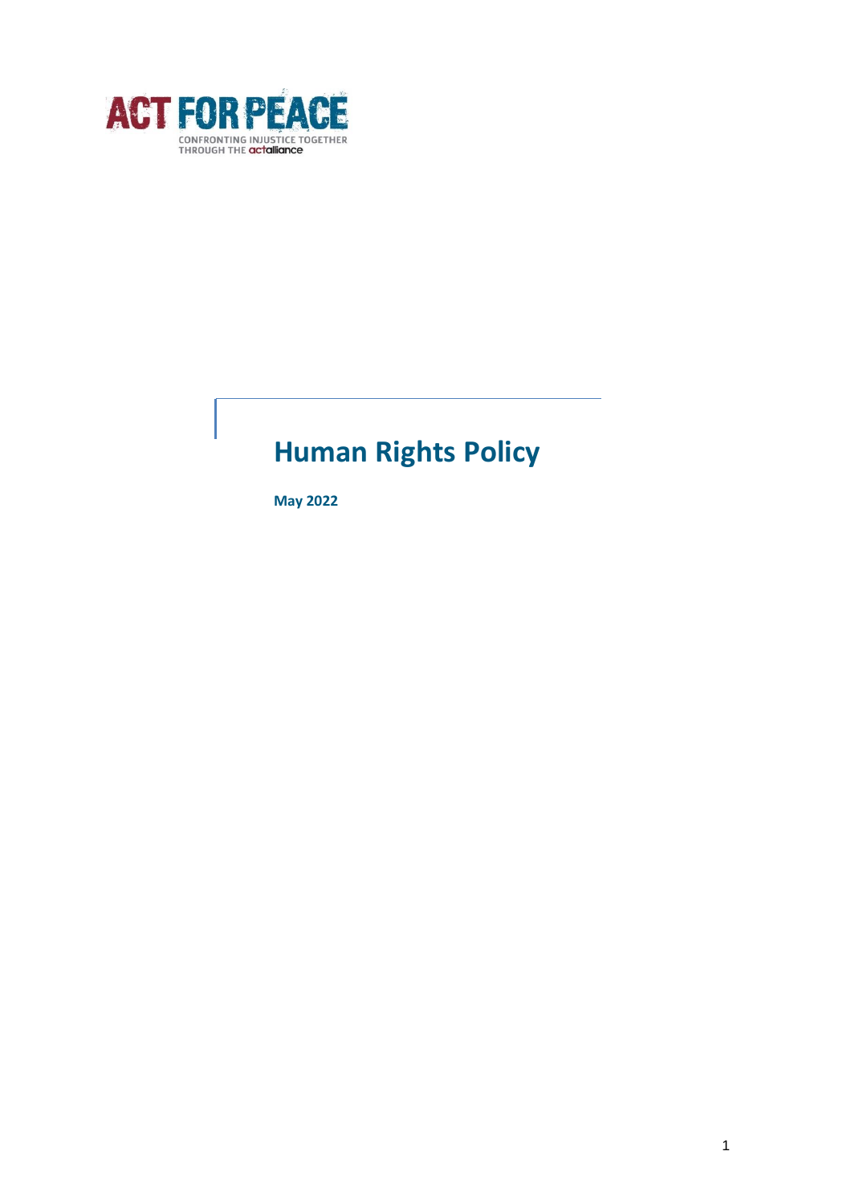ACT FOR PEACE

CONFRONTING INJUSTICE TOGETHER THROUGH THE actalliance

# Human Rights Policy

**May 2022**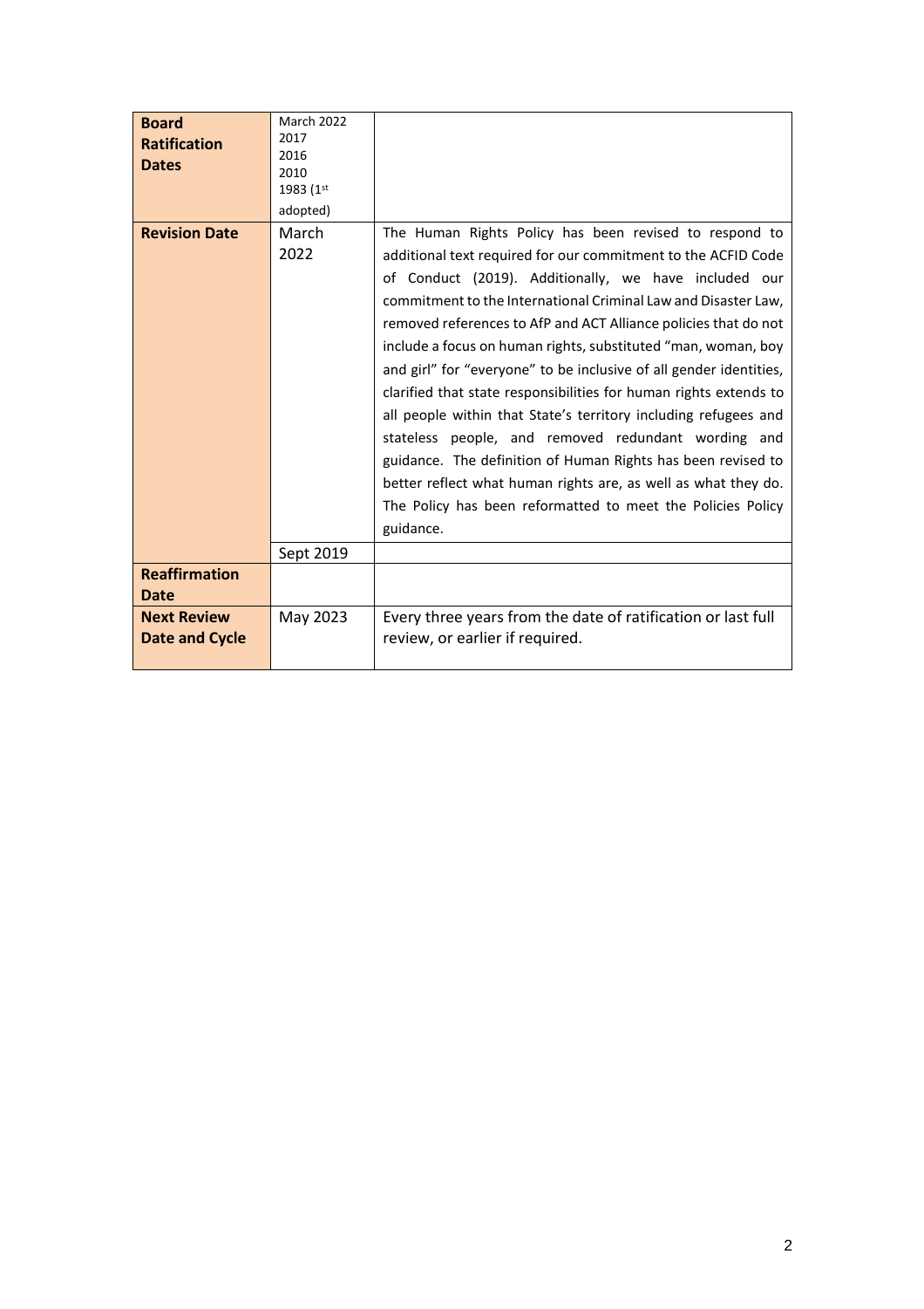| | | |
|---|---|---|
| **Board Ratification Dates** | March 2022<br>2017<br>2016<br>2010<br>1983 (1st adopted) | |
| **Revision Date** | March 2022 | The Human Rights Policy has been revised to respond to additional text required for our commitment to the ACFID Code of Conduct (2019). Additionally, we have included our commitment to the International Criminal Law and Disaster Law, removed references to AfP and ACT Alliance policies that do not include a focus on human rights, substituted "man, woman, boy and girl" for "everyone" to be inclusive of all gender identities, clarified that state responsibilities for human rights extends to all people within that State's territory including refugees and stateless people, and removed redundant wording and guidance. The definition of Human Rights has been revised to better reflect what human rights are, as well as what they do. The Policy has been reformatted to meet the Policies Policy guidance. |
| | Sept 2019 | |
| **Reaffirmation Date** | | |
| **Next Review Date and Cycle** | May 2023 | Every three years from the date of ratification or last full review, or earlier if required. |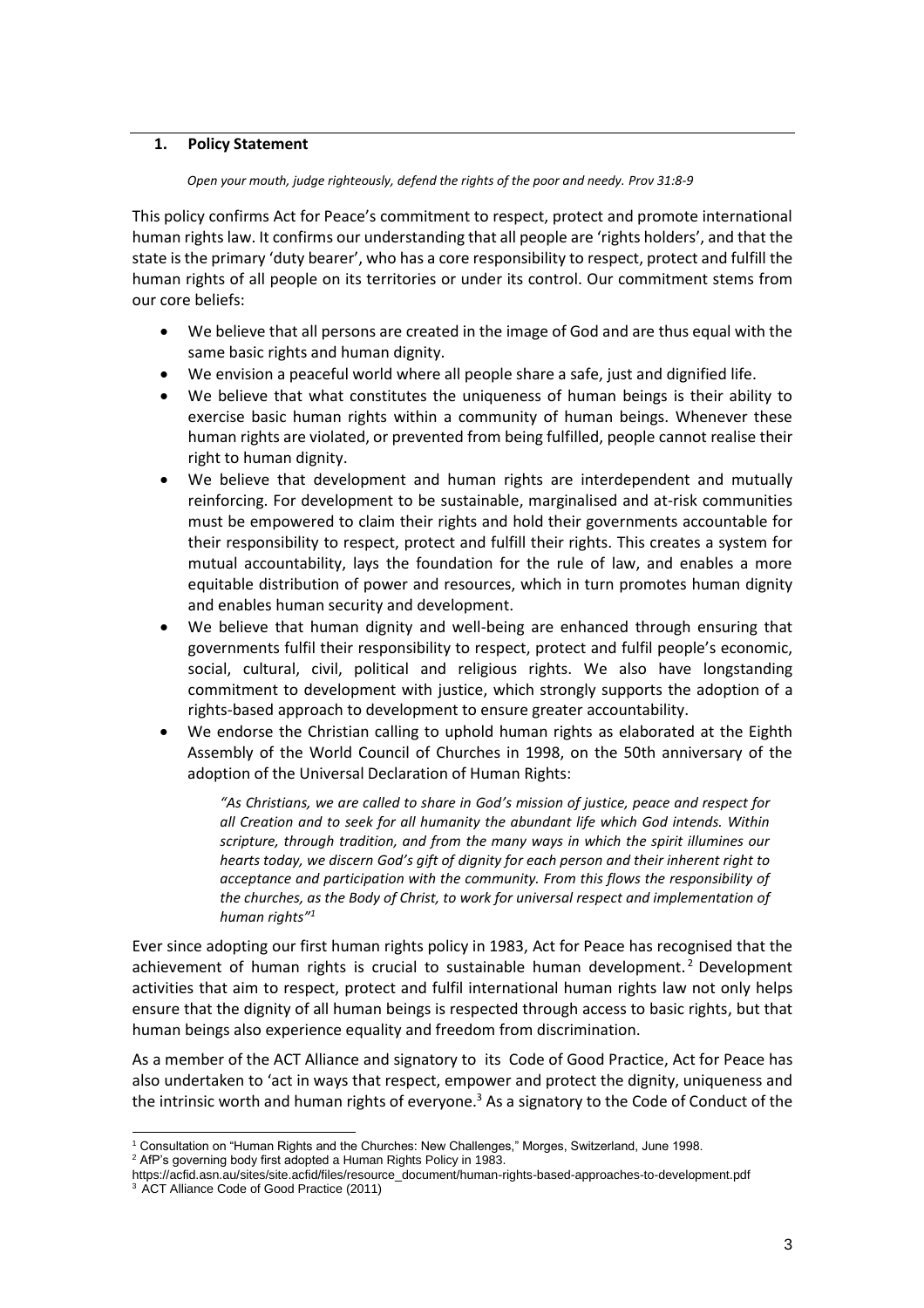## 1. Policy Statement

*Open your mouth, judge righteously, defend the rights of the poor and needy. Prov 31:8-9*

This policy confirms Act for Peace's commitment to respect, protect and promote international human rights law. It confirms our understanding that all people are 'rights holders', and that the state is the primary 'duty bearer', who has a core responsibility to respect, protect and fulfill the human rights of all people on its territories or under its control. Our commitment stems from our core beliefs:

- We believe that all persons are created in the image of God and are thus equal with the same basic rights and human dignity.
- We envision a peaceful world where all people share a safe, just and dignified life.
- We believe that what constitutes the uniqueness of human beings is their ability to exercise basic human rights within a community of human beings. Whenever these human rights are violated, or prevented from being fulfilled, people cannot realise their right to human dignity.
- We believe that development and human rights are interdependent and mutually reinforcing. For development to be sustainable, marginalised and at-risk communities must be empowered to claim their rights and hold their governments accountable for their responsibility to respect, protect and fulfill their rights. This creates a system for mutual accountability, lays the foundation for the rule of law, and enables a more equitable distribution of power and resources, which in turn promotes human dignity and enables human security and development.
- We believe that human dignity and well-being are enhanced through ensuring that governments fulfil their responsibility to respect, protect and fulfil people's economic, social, cultural, civil, political and religious rights. We also have longstanding commitment to development with justice, which strongly supports the adoption of a rights-based approach to development to ensure greater accountability.
- We endorse the Christian calling to uphold human rights as elaborated at the Eighth Assembly of the World Council of Churches in 1998, on the 50th anniversary of the adoption of the Universal Declaration of Human Rights:

> *"As Christians, we are called to share in God's mission of justice, peace and respect for all Creation and to seek for all humanity the abundant life which God intends. Within scripture, through tradition, and from the many ways in which the spirit illumines our hearts today, we discern God's gift of dignity for each person and their inherent right to acceptance and participation with the community. From this flows the responsibility of the churches, as the Body of Christ, to work for universal respect and implementation of human rights"*[1]

Ever since adopting our first human rights policy in 1983, Act for Peace has recognised that the achievement of human rights is crucial to sustainable human development.[2] Development activities that aim to respect, protect and fulfil international human rights law not only helps ensure that the dignity of all human beings is respected through access to basic rights, but that human beings also experience equality and freedom from discrimination.

As a member of the ACT Alliance and signatory to its Code of Good Practice, Act for Peace has also undertaken to 'act in ways that respect, empower and protect the dignity, uniqueness and the intrinsic worth and human rights of everyone.[3] As a signatory to the Code of Conduct of the

---

[1] Consultation on "Human Rights and the Churches: New Challenges," Morges, Switzerland, June 1998.

[2] AfP's governing body first adopted a Human Rights Policy in 1983.
https://acfid.asn.au/sites/site.acfid/files/resource_document/human-rights-based-approaches-to-development.pdf

[3] ACT Alliance Code of Good Practice (2011)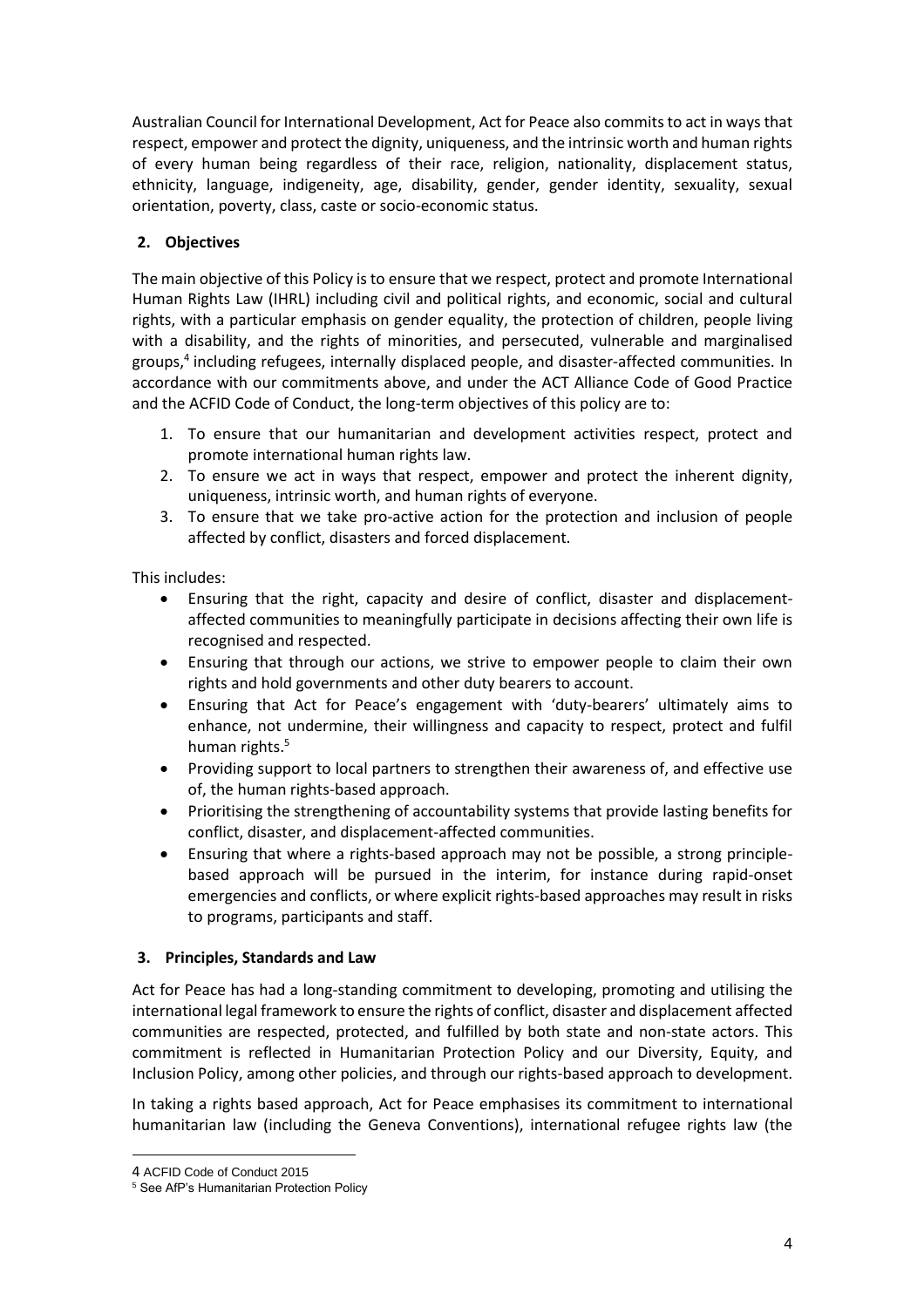Australian Council for International Development, Act for Peace also commits to act in ways that respect, empower and protect the dignity, uniqueness, and the intrinsic worth and human rights of every human being regardless of their race, religion, nationality, displacement status, ethnicity, language, indigeneity, age, disability, gender, gender identity, sexuality, sexual orientation, poverty, class, caste or socio-economic status.

## 2. Objectives

The main objective of this Policy is to ensure that we respect, protect and promote International Human Rights Law (IHRL) including civil and political rights, and economic, social and cultural rights, with a particular emphasis on gender equality, the protection of children, people living with a disability, and the rights of minorities, and persecuted, vulnerable and marginalised groups,[4] including refugees, internally displaced people, and disaster-affected communities. In accordance with our commitments above, and under the ACT Alliance Code of Good Practice and the ACFID Code of Conduct, the long-term objectives of this policy are to:

1. To ensure that our humanitarian and development activities respect, protect and promote international human rights law.
2. To ensure we act in ways that respect, empower and protect the inherent dignity, uniqueness, intrinsic worth, and human rights of everyone.
3. To ensure that we take pro-active action for the protection and inclusion of people affected by conflict, disasters and forced displacement.

This includes:

- Ensuring that the right, capacity and desire of conflict, disaster and displacement-affected communities to meaningfully participate in decisions affecting their own life is recognised and respected.
- Ensuring that through our actions, we strive to empower people to claim their own rights and hold governments and other duty bearers to account.
- Ensuring that Act for Peace's engagement with 'duty-bearers' ultimately aims to enhance, not undermine, their willingness and capacity to respect, protect and fulfil human rights.[5]
- Providing support to local partners to strengthen their awareness of, and effective use of, the human rights-based approach.
- Prioritising the strengthening of accountability systems that provide lasting benefits for conflict, disaster, and displacement-affected communities.
- Ensuring that where a rights-based approach may not be possible, a strong principle-based approach will be pursued in the interim, for instance during rapid-onset emergencies and conflicts, or where explicit rights-based approaches may result in risks to programs, participants and staff.

## 3. Principles, Standards and Law

Act for Peace has had a long-standing commitment to developing, promoting and utilising the international legal framework to ensure the rights of conflict, disaster and displacement affected communities are respected, protected, and fulfilled by both state and non-state actors. This commitment is reflected in Humanitarian Protection Policy and our Diversity, Equity, and Inclusion Policy, among other policies, and through our rights-based approach to development.

In taking a rights based approach, Act for Peace emphasises its commitment to international humanitarian law (including the Geneva Conventions), international refugee rights law (the

---

4 ACFID Code of Conduct 2015

5 See AfP's Humanitarian Protection Policy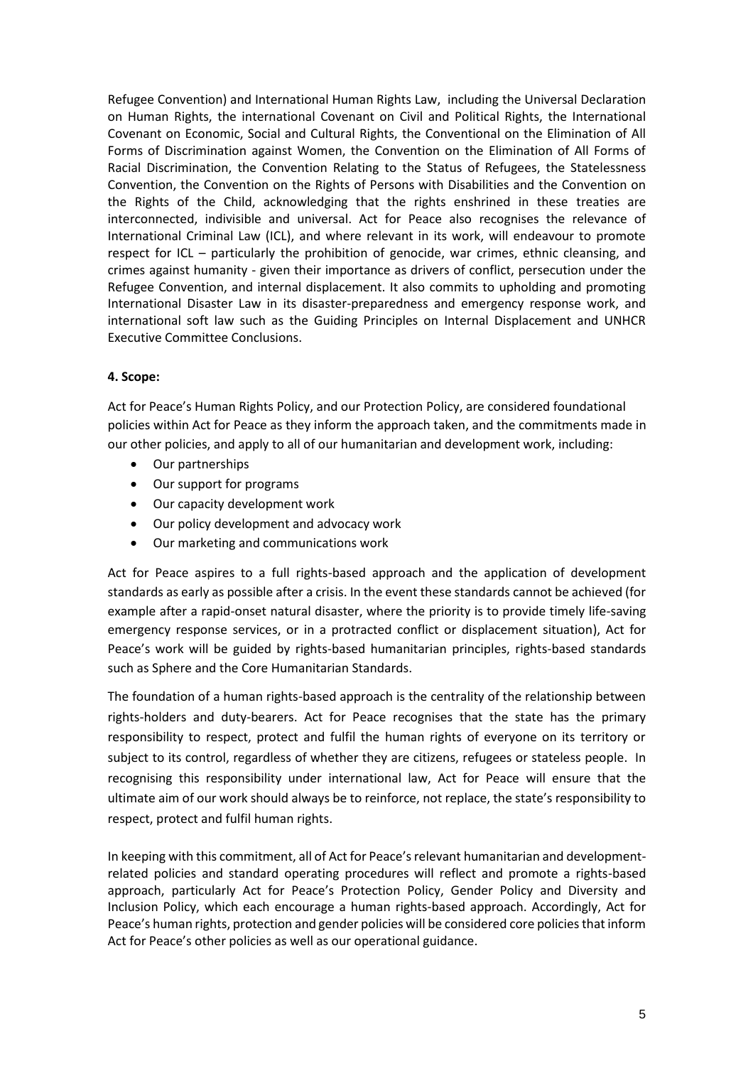Refugee Convention) and International Human Rights Law, including the Universal Declaration on Human Rights, the international Covenant on Civil and Political Rights, the International Covenant on Economic, Social and Cultural Rights, the Conventional on the Elimination of All Forms of Discrimination against Women, the Convention on the Elimination of All Forms of Racial Discrimination, the Convention Relating to the Status of Refugees, the Statelessness Convention, the Convention on the Rights of Persons with Disabilities and the Convention on the Rights of the Child, acknowledging that the rights enshrined in these treaties are interconnected, indivisible and universal. Act for Peace also recognises the relevance of International Criminal Law (ICL), and where relevant in its work, will endeavour to promote respect for ICL – particularly the prohibition of genocide, war crimes, ethnic cleansing, and crimes against humanity - given their importance as drivers of conflict, persecution under the Refugee Convention, and internal displacement. It also commits to upholding and promoting International Disaster Law in its disaster-preparedness and emergency response work, and international soft law such as the Guiding Principles on Internal Displacement and UNHCR Executive Committee Conclusions.

**4. Scope:**

Act for Peace's Human Rights Policy, and our Protection Policy, are considered foundational policies within Act for Peace as they inform the approach taken, and the commitments made in our other policies, and apply to all of our humanitarian and development work, including:

- Our partnerships
- Our support for programs
- Our capacity development work
- Our policy development and advocacy work
- Our marketing and communications work

Act for Peace aspires to a full rights-based approach and the application of development standards as early as possible after a crisis. In the event these standards cannot be achieved (for example after a rapid-onset natural disaster, where the priority is to provide timely life-saving emergency response services, or in a protracted conflict or displacement situation), Act for Peace's work will be guided by rights-based humanitarian principles, rights-based standards such as Sphere and the Core Humanitarian Standards.

The foundation of a human rights-based approach is the centrality of the relationship between rights-holders and duty-bearers. Act for Peace recognises that the state has the primary responsibility to respect, protect and fulfil the human rights of everyone on its territory or subject to its control, regardless of whether they are citizens, refugees or stateless people. In recognising this responsibility under international law, Act for Peace will ensure that the ultimate aim of our work should always be to reinforce, not replace, the state's responsibility to respect, protect and fulfil human rights.

In keeping with this commitment, all of Act for Peace's relevant humanitarian and development-related policies and standard operating procedures will reflect and promote a rights-based approach, particularly Act for Peace's Protection Policy, Gender Policy and Diversity and Inclusion Policy, which each encourage a human rights-based approach. Accordingly, Act for Peace's human rights, protection and gender policies will be considered core policies that inform Act for Peace's other policies as well as our operational guidance.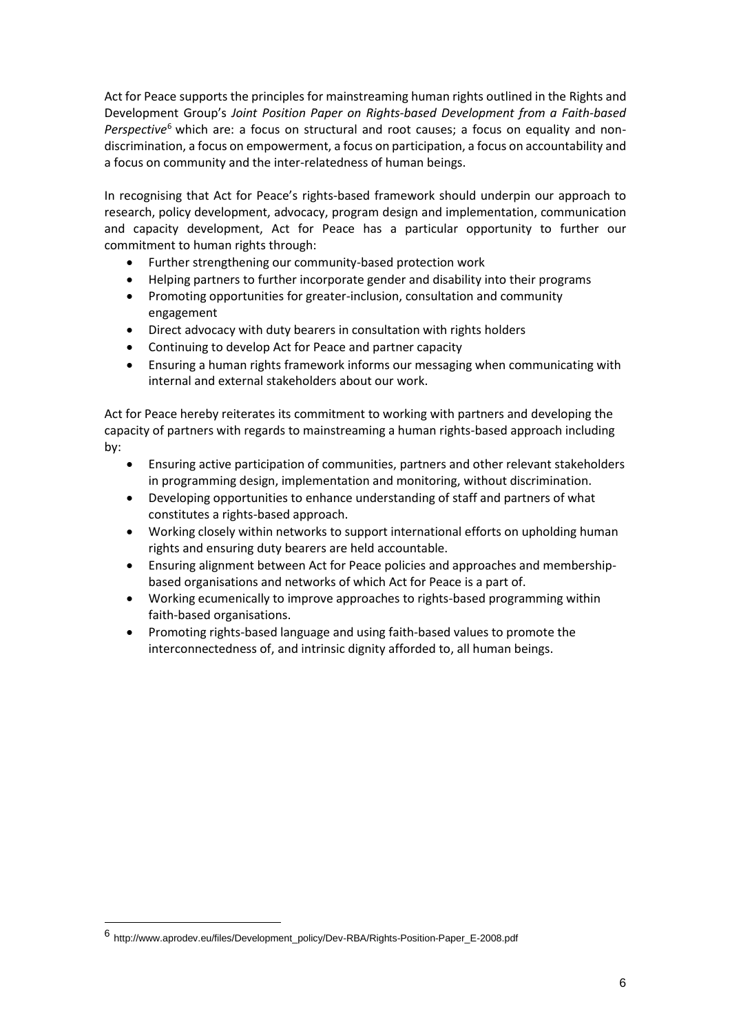Act for Peace supports the principles for mainstreaming human rights outlined in the Rights and Development Group's *Joint Position Paper on Rights-based Development from a Faith-based Perspective*[6] which are: a focus on structural and root causes; a focus on equality and non-discrimination, a focus on empowerment, a focus on participation, a focus on accountability and a focus on community and the inter-relatedness of human beings.

In recognising that Act for Peace's rights-based framework should underpin our approach to research, policy development, advocacy, program design and implementation, communication and capacity development, Act for Peace has a particular opportunity to further our commitment to human rights through:

- Further strengthening our community-based protection work
- Helping partners to further incorporate gender and disability into their programs
- Promoting opportunities for greater-inclusion, consultation and community engagement
- Direct advocacy with duty bearers in consultation with rights holders
- Continuing to develop Act for Peace and partner capacity
- Ensuring a human rights framework informs our messaging when communicating with internal and external stakeholders about our work.

Act for Peace hereby reiterates its commitment to working with partners and developing the capacity of partners with regards to mainstreaming a human rights-based approach including by:

- Ensuring active participation of communities, partners and other relevant stakeholders in programming design, implementation and monitoring, without discrimination.
- Developing opportunities to enhance understanding of staff and partners of what constitutes a rights-based approach.
- Working closely within networks to support international efforts on upholding human rights and ensuring duty bearers are held accountable.
- Ensuring alignment between Act for Peace policies and approaches and membership-based organisations and networks of which Act for Peace is a part of.
- Working ecumenically to improve approaches to rights-based programming within faith-based organisations.
- Promoting rights-based language and using faith-based values to promote the interconnectedness of, and intrinsic dignity afforded to, all human beings.

---

[6] http://www.aprodev.eu/files/Development_policy/Dev-RBA/Rights-Position-Paper_E-2008.pdf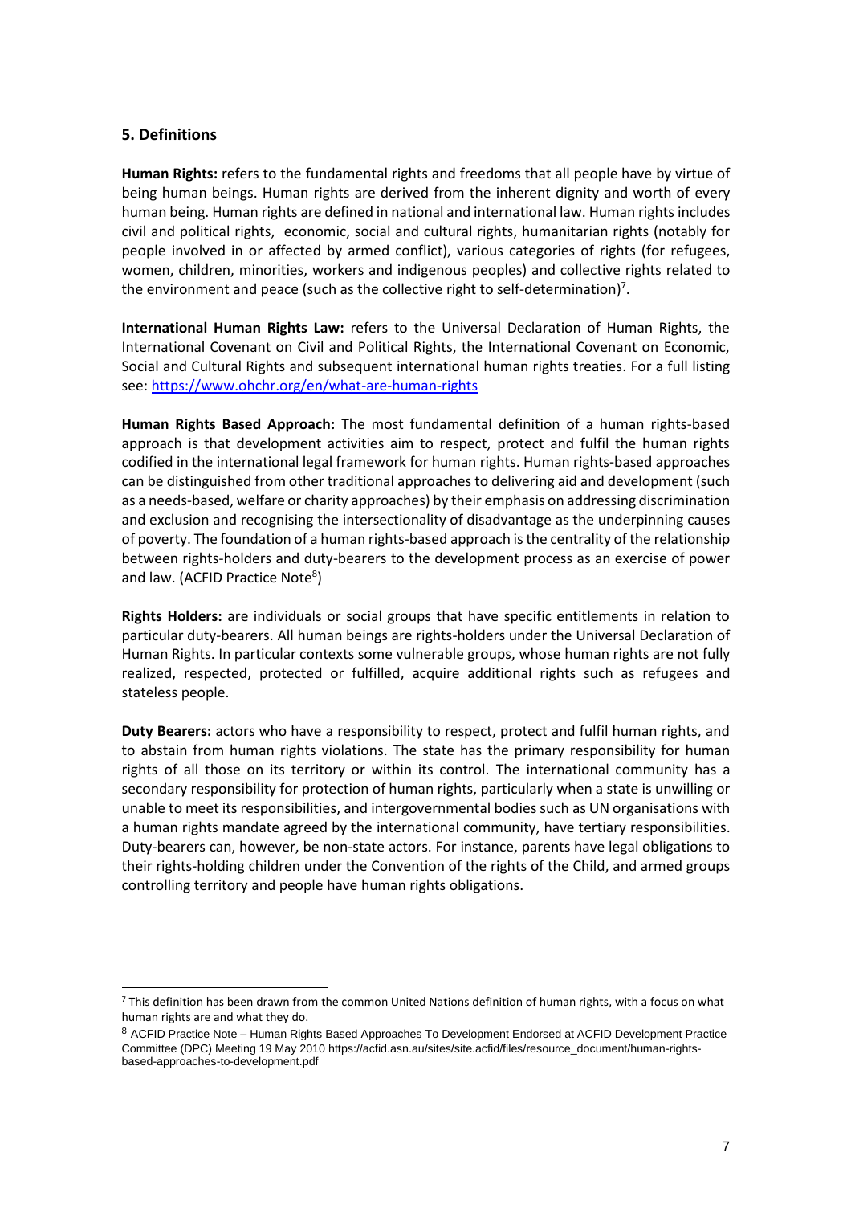## 5. Definitions

**Human Rights:** refers to the fundamental rights and freedoms that all people have by virtue of being human beings. Human rights are derived from the inherent dignity and worth of every human being. Human rights are defined in national and international law. Human rights includes civil and political rights, economic, social and cultural rights, humanitarian rights (notably for people involved in or affected by armed conflict), various categories of rights (for refugees, women, children, minorities, workers and indigenous peoples) and collective rights related to the environment and peace (such as the collective right to self-determination)[7].

**International Human Rights Law:** refers to the Universal Declaration of Human Rights, the International Covenant on Civil and Political Rights, the International Covenant on Economic, Social and Cultural Rights and subsequent international human rights treaties. For a full listing see: https://www.ohchr.org/en/what-are-human-rights

**Human Rights Based Approach:** The most fundamental definition of a human rights-based approach is that development activities aim to respect, protect and fulfil the human rights codified in the international legal framework for human rights. Human rights-based approaches can be distinguished from other traditional approaches to delivering aid and development (such as a needs-based, welfare or charity approaches) by their emphasis on addressing discrimination and exclusion and recognising the intersectionality of disadvantage as the underpinning causes of poverty. The foundation of a human rights-based approach is the centrality of the relationship between rights-holders and duty-bearers to the development process as an exercise of power and law. (ACFID Practice Note[8])

**Rights Holders:** are individuals or social groups that have specific entitlements in relation to particular duty-bearers. All human beings are rights-holders under the Universal Declaration of Human Rights. In particular contexts some vulnerable groups, whose human rights are not fully realized, respected, protected or fulfilled, acquire additional rights such as refugees and stateless people.

**Duty Bearers:** actors who have a responsibility to respect, protect and fulfil human rights, and to abstain from human rights violations. The state has the primary responsibility for human rights of all those on its territory or within its control. The international community has a secondary responsibility for protection of human rights, particularly when a state is unwilling or unable to meet its responsibilities, and intergovernmental bodies such as UN organisations with a human rights mandate agreed by the international community, have tertiary responsibilities. Duty-bearers can, however, be non-state actors. For instance, parents have legal obligations to their rights-holding children under the Convention of the rights of the Child, and armed groups controlling territory and people have human rights obligations.

---

[7] This definition has been drawn from the common United Nations definition of human rights, with a focus on what human rights are and what they do.

[8] ACFID Practice Note – Human Rights Based Approaches To Development Endorsed at ACFID Development Practice Committee (DPC) Meeting 19 May 2010 https://acfid.asn.au/sites/site.acfid/files/resource_document/human-rights-based-approaches-to-development.pdf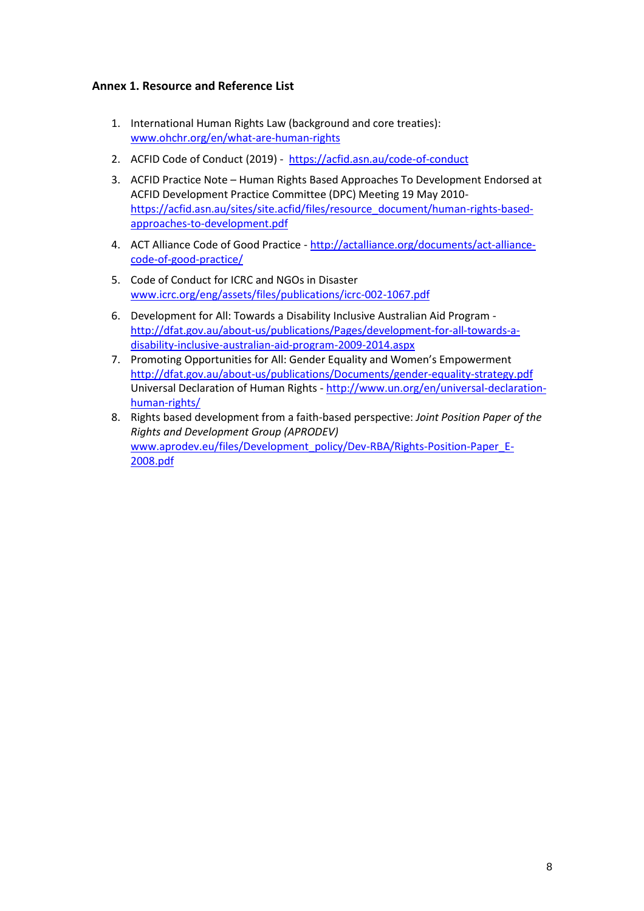**Annex 1. Resource and Reference List**

1. International Human Rights Law (background and core treaties): www.ohchr.org/en/what-are-human-rights
2. ACFID Code of Conduct (2019) - https://acfid.asn.au/code-of-conduct
3. ACFID Practice Note – Human Rights Based Approaches To Development Endorsed at ACFID Development Practice Committee (DPC) Meeting 19 May 2010- https://acfid.asn.au/sites/site.acfid/files/resource_document/human-rights-based-approaches-to-development.pdf
4. ACT Alliance Code of Good Practice - http://actalliance.org/documents/act-alliance-code-of-good-practice/
5. Code of Conduct for ICRC and NGOs in Disaster www.icrc.org/eng/assets/files/publications/icrc-002-1067.pdf
6. Development for All: Towards a Disability Inclusive Australian Aid Program - http://dfat.gov.au/about-us/publications/Pages/development-for-all-towards-a-disability-inclusive-australian-aid-program-2009-2014.aspx
7. Promoting Opportunities for All: Gender Equality and Women's Empowerment http://dfat.gov.au/about-us/publications/Documents/gender-equality-strategy.pdf Universal Declaration of Human Rights - http://www.un.org/en/universal-declaration-human-rights/
8. Rights based development from a faith-based perspective: *Joint Position Paper of the Rights and Development Group (APRODEV)* www.aprodev.eu/files/Development_policy/Dev-RBA/Rights-Position-Paper_E-2008.pdf